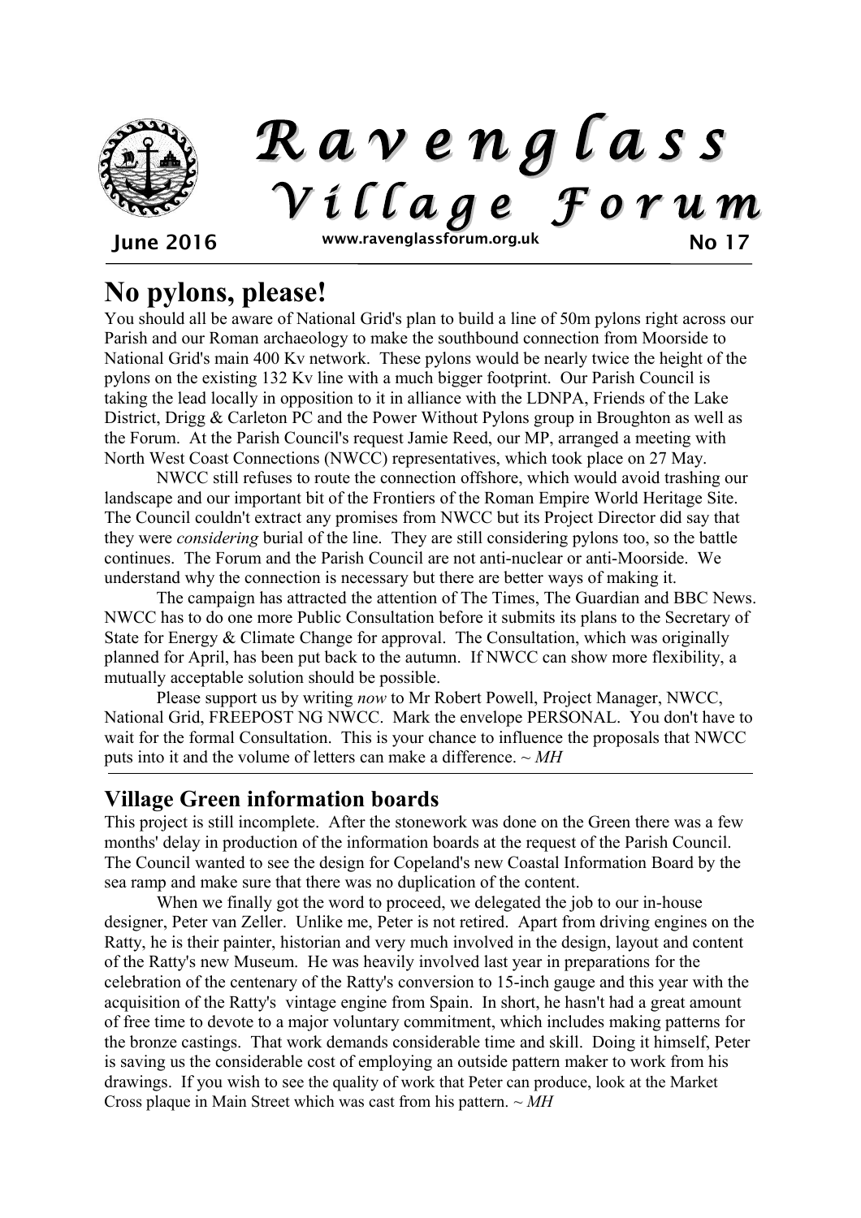# Ravenglass Village Forum

June 2016 www.ravenglassforum.org.uk No 17

## No pylons, please!

You should all be aware of National Grid's plan to build a line of 50m pylons right across our Parish and our Roman archaeology to make the southbound connection from Moorside to National Grid's main 400 Kv network. These pylons would be nearly twice the height of the pylons on the existing 132 Kv line with a much bigger footprint. Our Parish Council is taking the lead locally in opposition to it in alliance with the LDNPA, Friends of the Lake District, Drigg & Carleton PC and the Power Without Pylons group in Broughton as well as the Forum. At the Parish Council's request Jamie Reed, our MP, arranged a meeting with North West Coast Connections (NWCC) representatives, which took place on 27 May.

NWCC still refuses to route the connection offshore, which would avoid trashing our landscape and our important bit of the Frontiers of the Roman Empire World Heritage Site. The Council couldn't extract any promises from NWCC but its Project Director did say that they were *considering* burial of the line. They are still considering pylons too, so the battle continues. The Forum and the Parish Council are not anti-nuclear or anti-Moorside. We understand why the connection is necessary but there are better ways of making it.

The campaign has attracted the attention of The Times, The Guardian and BBC News. NWCC has to do one more Public Consultation before it submits its plans to the Secretary of State for Energy & Climate Change for approval. The Consultation, which was originally planned for April, has been put back to the autumn. If NWCC can show more flexibility, a mutually acceptable solution should be possible.

Please support us by writing *now* to Mr Robert Powell, Project Manager, NWCC, National Grid, FREEPOST NG NWCC. Mark the envelope PERSONAL. You don't have to wait for the formal Consultation. This is your chance to influence the proposals that NWCC puts into it and the volume of letters can make a difference. ~ *MH*

## Village Green information boards

This project is still incomplete. After the stonework was done on the Green there was a few months' delay in production of the information boards at the request of the Parish Council. The Council wanted to see the design for Copeland's new Coastal Information Board by the sea ramp and make sure that there was no duplication of the content.

When we finally got the word to proceed, we delegated the job to our in-house designer, Peter van Zeller. Unlike me, Peter is not retired. Apart from driving engines on the Ratty, he is their painter, historian and very much involved in the design, layout and content of the Ratty's new Museum. He was heavily involved last year in preparations for the celebration of the centenary of the Ratty's conversion to 15-inch gauge and this year with the acquisition of the Ratty's vintage engine from Spain. In short, he hasn't had a great amount of free time to devote to a major voluntary commitment, which includes making patterns for the bronze castings. That work demands considerable time and skill. Doing it himself, Peter is saving us the considerable cost of employing an outside pattern maker to work from his drawings. If you wish to see the quality of work that Peter can produce, look at the Market Cross plaque in Main Street which was cast from his pattern. ~ *MH*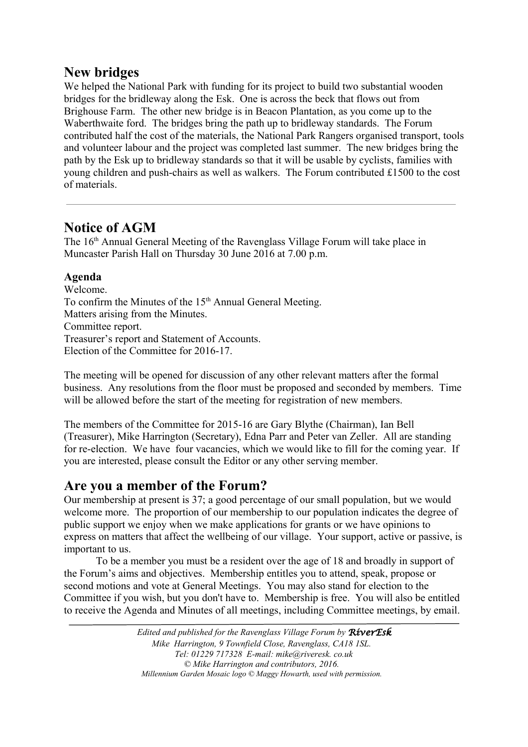## New bridges

We helped the National Park with funding for its project to build two substantial wooden bridges for the bridleway along the Esk. One is across the beck that flows out from Brighouse Farm. The other new bridge is in Beacon Plantation, as you come up to the Waberthwaite ford. The bridges bring the path up to bridleway standards. The Forum contributed half the cost of the materials, the National Park Rangers organised transport, tools and volunteer labour and the project was completed last summer. The new bridges bring the path by the Esk up to bridleway standards so that it will be usable by cyclists, families with young children and push-chairs as well as walkers. The Forum contributed £1500 to the cost of materials.

---

## Notice of AGM

The 16th Annual General Meeting of the Ravenglass Village Forum will take place in Muncaster Parish Hall on Thursday 30 June 2016 at 7.00 p.m.

### Agenda

Welcome.
To confirm the Minutes of the 15th Annual General Meeting.
Matters arising from the Minutes.
Committee report.
Treasurer's report and Statement of Accounts.
Election of the Committee for 2016-17.

The meeting will be opened for discussion of any other relevant matters after the formal business. Any resolutions from the floor must be proposed and seconded by members. Time will be allowed before the start of the meeting for registration of new members.

The members of the Committee for 2015-16 are Gary Blythe (Chairman), Ian Bell (Treasurer), Mike Harrington (Secretary), Edna Parr and Peter van Zeller. All are standing for re-election. We have four vacancies, which we would like to fill for the coming year. If you are interested, please consult the Editor or any other serving member.

## Are you a member of the Forum?

Our membership at present is 37; a good percentage of our small population, but we would welcome more. The proportion of our membership to our population indicates the degree of public support we enjoy when we make applications for grants or we have opinions to express on matters that affect the wellbeing of our village. Your support, active or passive, is important to us.

To be a member you must be a resident over the age of 18 and broadly in support of the Forum's aims and objectives. Membership entitles you to attend, speak, propose or second motions and vote at General Meetings. You may also stand for election to the Committee if you wish, but you don't have to. Membership is free. You will also be entitled to receive the Agenda and Minutes of all meetings, including Committee meetings, by email.

---

*Edited and published for the Ravenglass Village Forum by* ***RiverEsk***
*Mike Harrington, 9 Townfield Close, Ravenglass, CA18 1SL.*
*Tel: 01229 717328 E-mail: mike@riveresk. co.uk*
*© Mike Harrington and contributors, 2016.*
*Millennium Garden Mosaic logo © Maggy Howarth, used with permission.*